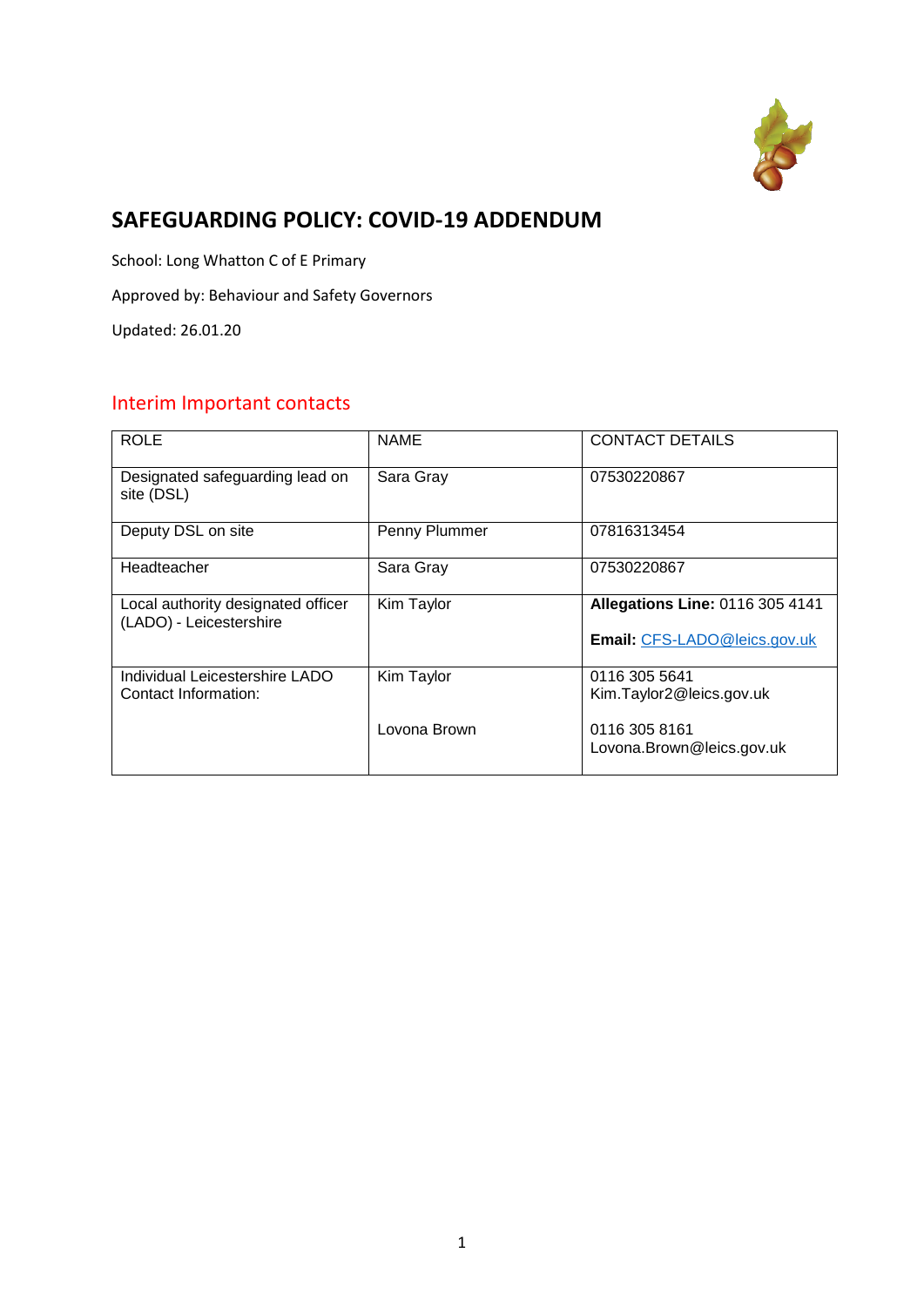# SAFEGUARDING POLICY: COVID-19 ADDENDUM

School: Long Whatton C of E Primary

Approved by: Behaviour and Safety Governors

Updated: 26.01.20

## Interim Important contacts

| ROLE | NAME | CONTACT DETAILS |
|---|---|---|
| Designated safeguarding lead on site (DSL) | Sara Gray | 07530220867 |
| Deputy DSL on site | Penny Plummer | 07816313454 |
| Headteacher | Sara Gray | 07530220867 |
| Local authority designated officer (LADO) - Leicestershire | Kim Taylor | **Allegations Line:** 0116 305 4141<br><br>**Email:** CFS-LADO@leics.gov.uk |
| Individual Leicestershire LADO Contact Information: | Kim Taylor<br><br>Lovona Brown | 0116 305 5641<br>Kim.Taylor2@leics.gov.uk<br><br>0116 305 8161<br>Lovona.Brown@leics.gov.uk |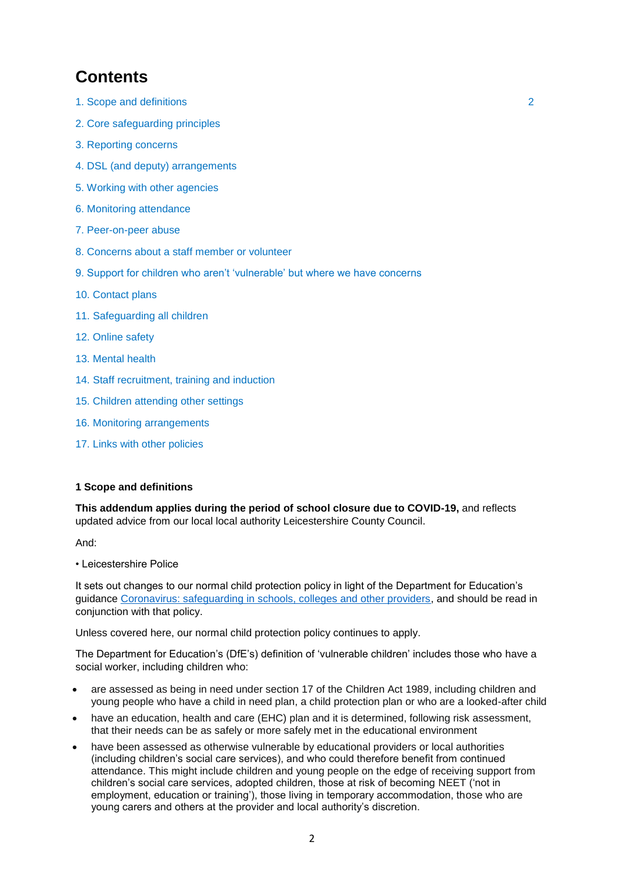# Contents

1. Scope and definitions 2
2. Core safeguarding principles
3. Reporting concerns
4. DSL (and deputy) arrangements
5. Working with other agencies
6. Monitoring attendance
7. Peer-on-peer abuse
8. Concerns about a staff member or volunteer
9. Support for children who aren't 'vulnerable' but where we have concerns
10. Contact plans
11. Safeguarding all children
12. Online safety
13. Mental health
14. Staff recruitment, training and induction
15. Children attending other settings
16. Monitoring arrangements
17. Links with other policies

### 1 Scope and definitions

**This addendum applies during the period of school closure due to COVID-19,** and reflects updated advice from our local local authority Leicestershire County Council.

And:

• Leicestershire Police

It sets out changes to our normal child protection policy in light of the Department for Education's guidance [Coronavirus: safeguarding in schools, colleges and other providers](), and should be read in conjunction with that policy.

Unless covered here, our normal child protection policy continues to apply.

The Department for Education's (DfE's) definition of 'vulnerable children' includes those who have a social worker, including children who:

- are assessed as being in need under section 17 of the Children Act 1989, including children and young people who have a child in need plan, a child protection plan or who are a looked-after child
- have an education, health and care (EHC) plan and it is determined, following risk assessment, that their needs can be as safely or more safely met in the educational environment
- have been assessed as otherwise vulnerable by educational providers or local authorities (including children's social care services), and who could therefore benefit from continued attendance. This might include children and young people on the edge of receiving support from children's social care services, adopted children, those at risk of becoming NEET ('not in employment, education or training'), those living in temporary accommodation, those who are young carers and others at the provider and local authority's discretion.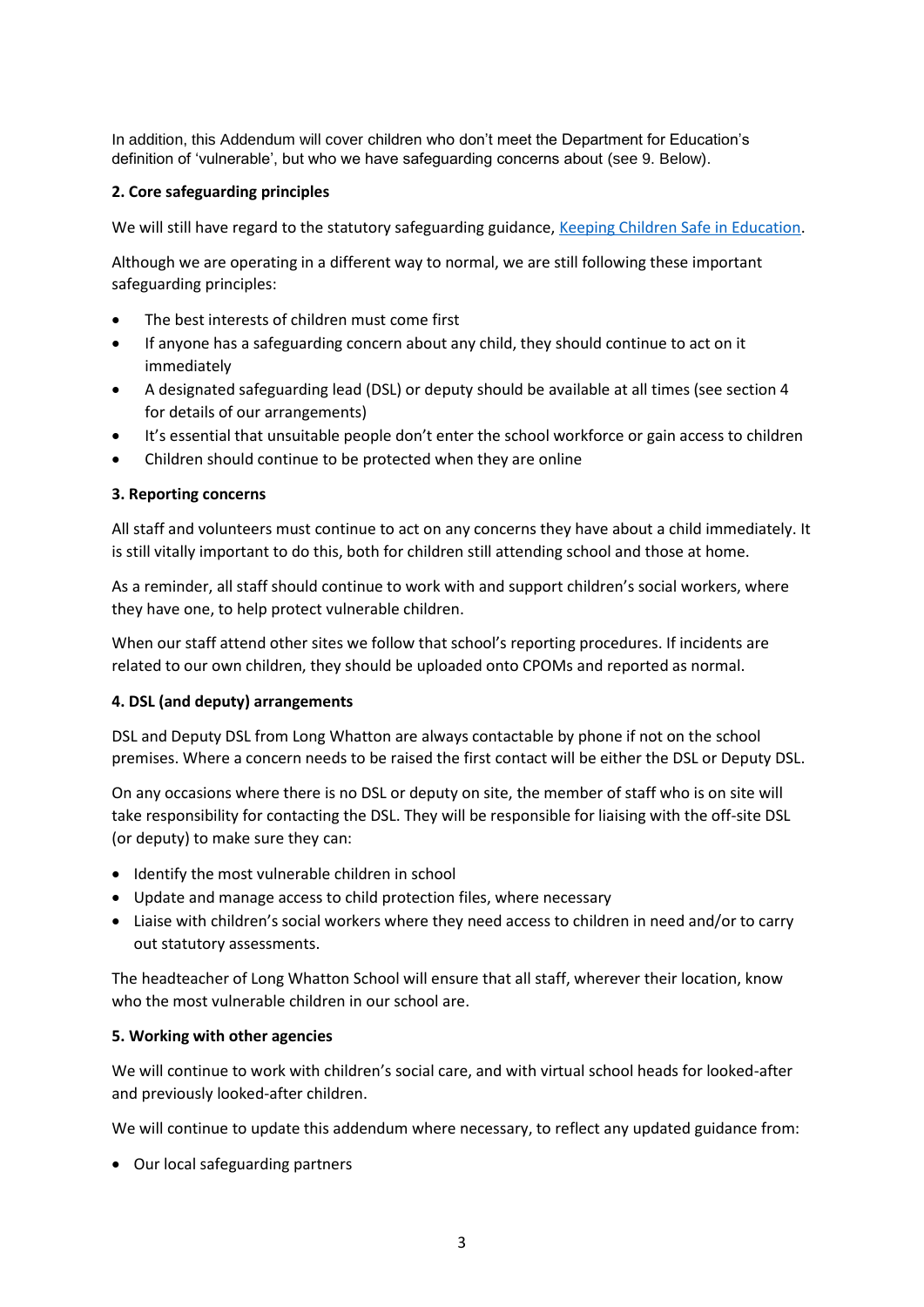In addition, this Addendum will cover children who don't meet the Department for Education's definition of 'vulnerable', but who we have safeguarding concerns about (see 9. Below).

**2. Core safeguarding principles**

We will still have regard to the statutory safeguarding guidance, [Keeping Children Safe in Education](#).

Although we are operating in a different way to normal, we are still following these important safeguarding principles:

- The best interests of children must come first
- If anyone has a safeguarding concern about any child, they should continue to act on it immediately
- A designated safeguarding lead (DSL) or deputy should be available at all times (see section 4 for details of our arrangements)
- It's essential that unsuitable people don't enter the school workforce or gain access to children
- Children should continue to be protected when they are online

**3. Reporting concerns**

All staff and volunteers must continue to act on any concerns they have about a child immediately. It is still vitally important to do this, both for children still attending school and those at home.

As a reminder, all staff should continue to work with and support children's social workers, where they have one, to help protect vulnerable children.

When our staff attend other sites we follow that school's reporting procedures. If incidents are related to our own children, they should be uploaded onto CPOMs and reported as normal.

**4. DSL (and deputy) arrangements**

DSL and Deputy DSL from Long Whatton are always contactable by phone if not on the school premises. Where a concern needs to be raised the first contact will be either the DSL or Deputy DSL.

On any occasions where there is no DSL or deputy on site, the member of staff who is on site will take responsibility for contacting the DSL. They will be responsible for liaising with the off-site DSL (or deputy) to make sure they can:

- Identify the most vulnerable children in school
- Update and manage access to child protection files, where necessary
- Liaise with children's social workers where they need access to children in need and/or to carry out statutory assessments.

The headteacher of Long Whatton School will ensure that all staff, wherever their location, know who the most vulnerable children in our school are.

**5. Working with other agencies**

We will continue to work with children's social care, and with virtual school heads for looked-after and previously looked-after children.

We will continue to update this addendum where necessary, to reflect any updated guidance from:

- Our local safeguarding partners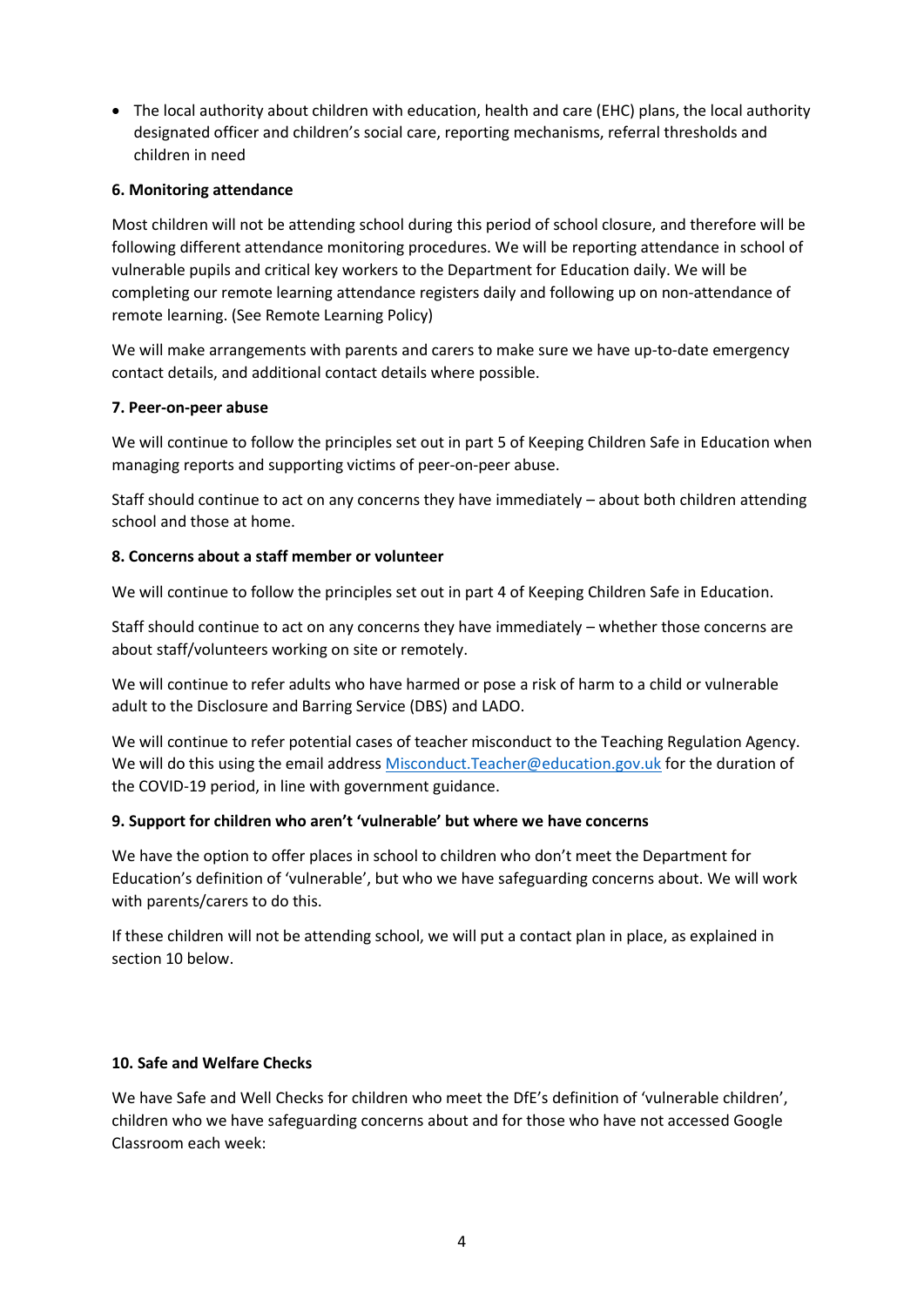- The local authority about children with education, health and care (EHC) plans, the local authority designated officer and children's social care, reporting mechanisms, referral thresholds and children in need

### 6. Monitoring attendance

Most children will not be attending school during this period of school closure, and therefore will be following different attendance monitoring procedures. We will be reporting attendance in school of vulnerable pupils and critical key workers to the Department for Education daily. We will be completing our remote learning attendance registers daily and following up on non-attendance of remote learning. (See Remote Learning Policy)

We will make arrangements with parents and carers to make sure we have up-to-date emergency contact details, and additional contact details where possible.

### 7. Peer-on-peer abuse

We will continue to follow the principles set out in part 5 of Keeping Children Safe in Education when managing reports and supporting victims of peer-on-peer abuse.

Staff should continue to act on any concerns they have immediately – about both children attending school and those at home.

### 8. Concerns about a staff member or volunteer

We will continue to follow the principles set out in part 4 of Keeping Children Safe in Education.

Staff should continue to act on any concerns they have immediately – whether those concerns are about staff/volunteers working on site or remotely.

We will continue to refer adults who have harmed or pose a risk of harm to a child or vulnerable adult to the Disclosure and Barring Service (DBS) and LADO.

We will continue to refer potential cases of teacher misconduct to the Teaching Regulation Agency. We will do this using the email address Misconduct.Teacher@education.gov.uk for the duration of the COVID-19 period, in line with government guidance.

### 9. Support for children who aren't 'vulnerable' but where we have concerns

We have the option to offer places in school to children who don't meet the Department for Education's definition of 'vulnerable', but who we have safeguarding concerns about. We will work with parents/carers to do this.

If these children will not be attending school, we will put a contact plan in place, as explained in section 10 below.

### 10. Safe and Welfare Checks

We have Safe and Well Checks for children who meet the DfE's definition of 'vulnerable children', children who we have safeguarding concerns about and for those who have not accessed Google Classroom each week: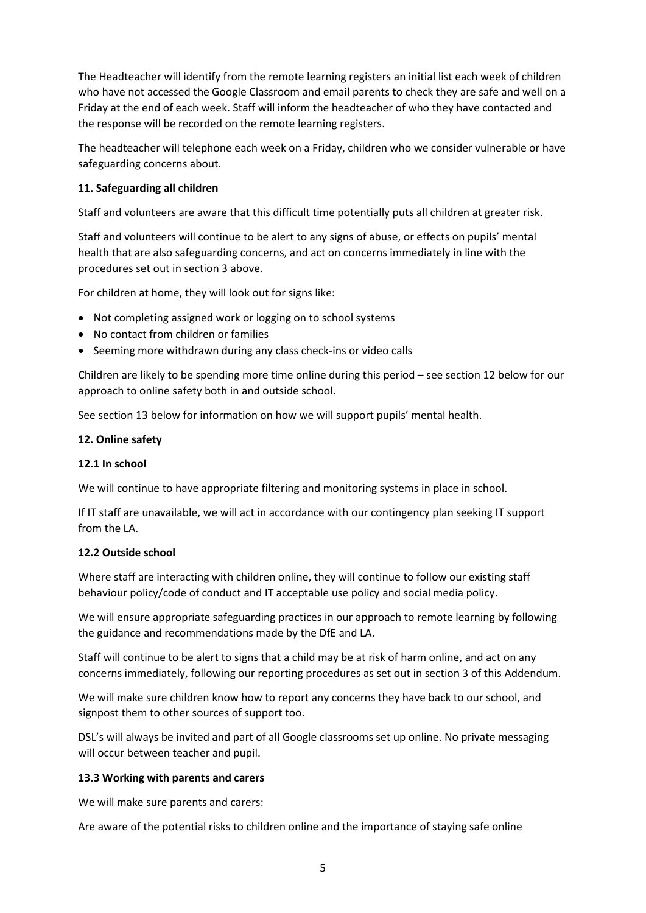The Headteacher will identify from the remote learning registers an initial list each week of children who have not accessed the Google Classroom and email parents to check they are safe and well on a Friday at the end of each week. Staff will inform the headteacher of who they have contacted and the response will be recorded on the remote learning registers.

The headteacher will telephone each week on a Friday, children who we consider vulnerable or have safeguarding concerns about.

**11. Safeguarding all children**

Staff and volunteers are aware that this difficult time potentially puts all children at greater risk.

Staff and volunteers will continue to be alert to any signs of abuse, or effects on pupils' mental health that are also safeguarding concerns, and act on concerns immediately in line with the procedures set out in section 3 above.

For children at home, they will look out for signs like:

- Not completing assigned work or logging on to school systems
- No contact from children or families
- Seeming more withdrawn during any class check-ins or video calls

Children are likely to be spending more time online during this period – see section 12 below for our approach to online safety both in and outside school.

See section 13 below for information on how we will support pupils' mental health.

**12. Online safety**

**12.1 In school**

We will continue to have appropriate filtering and monitoring systems in place in school.

If IT staff are unavailable, we will act in accordance with our contingency plan seeking IT support from the LA.

**12.2 Outside school**

Where staff are interacting with children online, they will continue to follow our existing staff behaviour policy/code of conduct and IT acceptable use policy and social media policy.

We will ensure appropriate safeguarding practices in our approach to remote learning by following the guidance and recommendations made by the DfE and LA.

Staff will continue to be alert to signs that a child may be at risk of harm online, and act on any concerns immediately, following our reporting procedures as set out in section 3 of this Addendum.

We will make sure children know how to report any concerns they have back to our school, and signpost them to other sources of support too.

DSL's will always be invited and part of all Google classrooms set up online. No private messaging will occur between teacher and pupil.

**13.3 Working with parents and carers**

We will make sure parents and carers:

Are aware of the potential risks to children online and the importance of staying safe online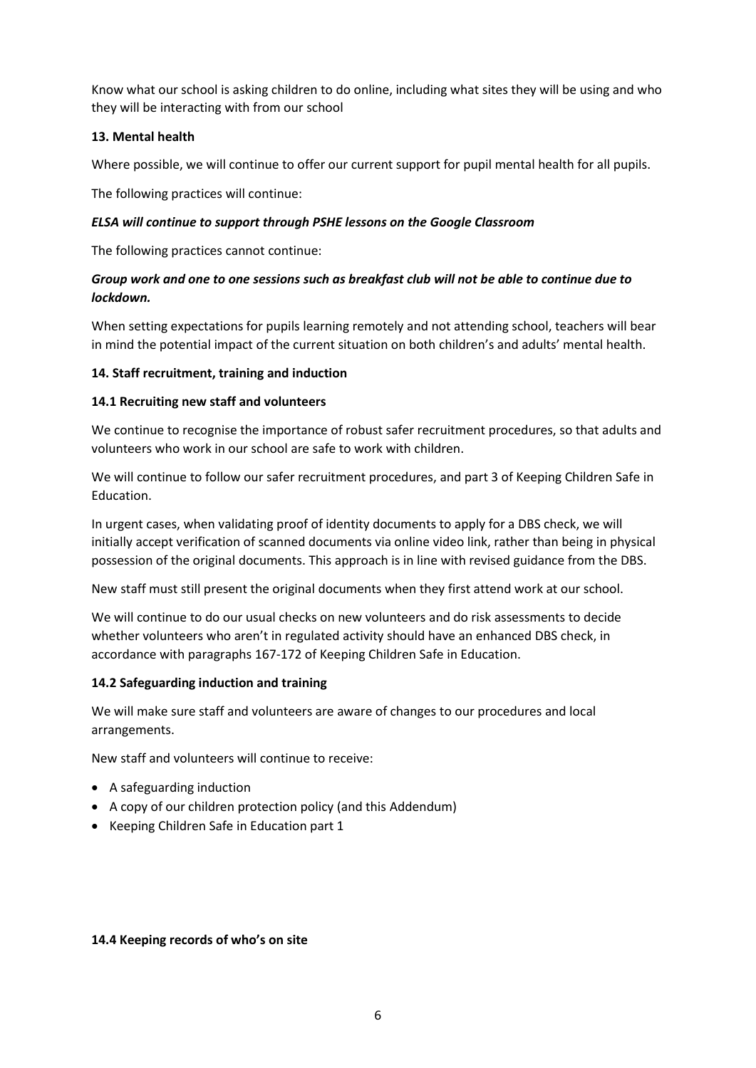Know what our school is asking children to do online, including what sites they will be using and who they will be interacting with from our school

### 13. Mental health

Where possible, we will continue to offer our current support for pupil mental health for all pupils.

The following practices will continue:

***ELSA will continue to support through PSHE lessons on the Google Classroom***

The following practices cannot continue:

***Group work and one to one sessions such as breakfast club will not be able to continue due to lockdown.***

When setting expectations for pupils learning remotely and not attending school, teachers will bear in mind the potential impact of the current situation on both children's and adults' mental health.

### 14. Staff recruitment, training and induction

#### 14.1 Recruiting new staff and volunteers

We continue to recognise the importance of robust safer recruitment procedures, so that adults and volunteers who work in our school are safe to work with children.

We will continue to follow our safer recruitment procedures, and part 3 of Keeping Children Safe in Education.

In urgent cases, when validating proof of identity documents to apply for a DBS check, we will initially accept verification of scanned documents via online video link, rather than being in physical possession of the original documents. This approach is in line with revised guidance from the DBS.

New staff must still present the original documents when they first attend work at our school.

We will continue to do our usual checks on new volunteers and do risk assessments to decide whether volunteers who aren't in regulated activity should have an enhanced DBS check, in accordance with paragraphs 167-172 of Keeping Children Safe in Education.

#### 14.2 Safeguarding induction and training

We will make sure staff and volunteers are aware of changes to our procedures and local arrangements.

New staff and volunteers will continue to receive:

- A safeguarding induction
- A copy of our children protection policy (and this Addendum)
- Keeping Children Safe in Education part 1

#### 14.4 Keeping records of who's on site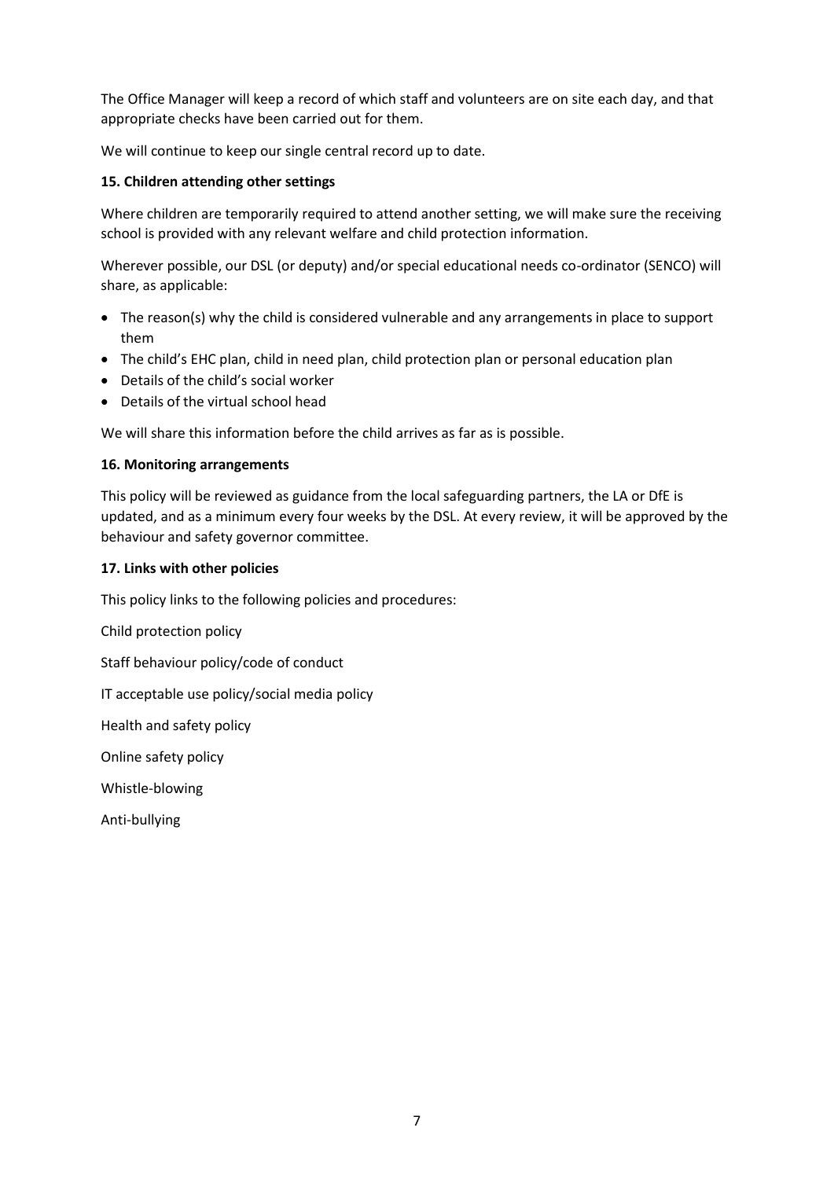The Office Manager will keep a record of which staff and volunteers are on site each day, and that appropriate checks have been carried out for them.

We will continue to keep our single central record up to date.

**15. Children attending other settings**

Where children are temporarily required to attend another setting, we will make sure the receiving school is provided with any relevant welfare and child protection information.

Wherever possible, our DSL (or deputy) and/or special educational needs co-ordinator (SENCO) will share, as applicable:

- The reason(s) why the child is considered vulnerable and any arrangements in place to support them
- The child's EHC plan, child in need plan, child protection plan or personal education plan
- Details of the child's social worker
- Details of the virtual school head

We will share this information before the child arrives as far as is possible.

**16. Monitoring arrangements**

This policy will be reviewed as guidance from the local safeguarding partners, the LA or DfE is updated, and as a minimum every four weeks by the DSL. At every review, it will be approved by the behaviour and safety governor committee.

**17. Links with other policies**

This policy links to the following policies and procedures:

Child protection policy

Staff behaviour policy/code of conduct

IT acceptable use policy/social media policy

Health and safety policy

Online safety policy

Whistle-blowing

Anti-bullying